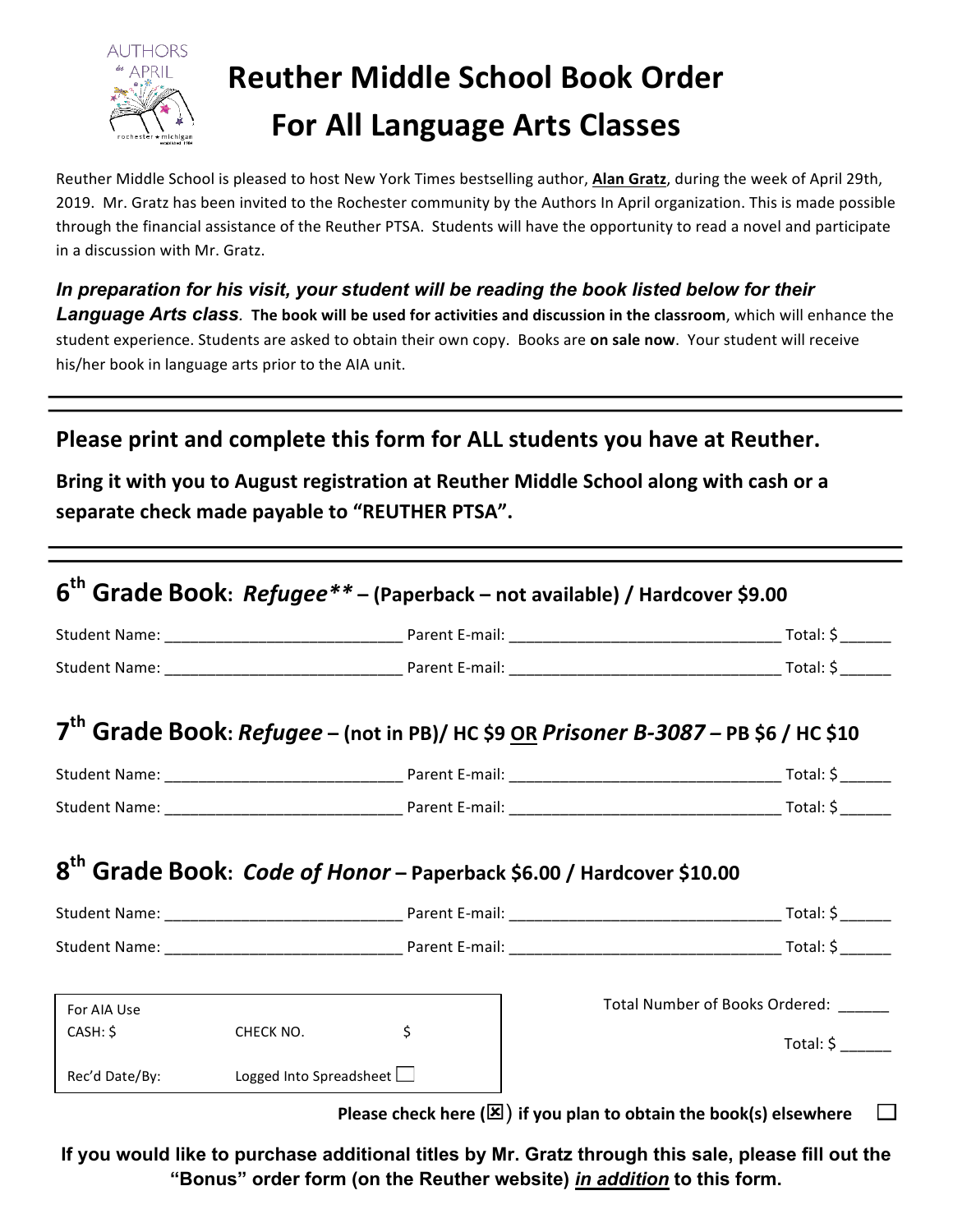# Reuther Middle School Book Order For All Language Arts Classes

Reuther Middle School is pleased to host New York Times bestselling author, **Alan Gratz**, during the week of April 29th, 2019. Mr. Gratz has been invited to the Rochester community by the Authors In April organization. This is made possible through the financial assistance of the Reuther PTSA. Students will have the opportunity to read a novel and participate in a discussion with Mr. Gratz.

***In preparation for his visit, your student will be reading the book listed below for their Language Arts class.*** **The book will be used for activities and discussion in the classroom**, which will enhance the student experience. Students are asked to obtain their own copy. Books are **on sale now**. Your student will receive his/her book in language arts prior to the AIA unit.

---

**Please print and complete this form for ALL students you have at Reuther.**

**Bring it with you to August registration at Reuther Middle School along with cash or a separate check made payable to "REUTHER PTSA".**

---

## 6th Grade Book: *Refugee***** – (Paperback – not available) / Hardcover $9.00

Student Name: ____________________________ Parent E-mail: ________________________________ Total: $ ______

Student Name: ____________________________ Parent E-mail: ________________________________ Total: $ ______

## 7th Grade Book: *Refugee* – (not in PB)/ HC $9 OR *Prisoner B-3087* – PB $6 / HC $10

Student Name: ____________________________ Parent E-mail: ________________________________ Total: $ ______

Student Name: ____________________________ Parent E-mail: ________________________________ Total: $ ______

## 8th Grade Book: *Code of Honor* – Paperback $6.00 / Hardcover $10.00

Student Name: ____________________________ Parent E-mail: ________________________________ Total: $ ______

Student Name: ____________________________ Parent E-mail: ________________________________ Total: $ ______

| For AIA Use | | |
|---|---|---|
| CASH: $ | CHECK NO. | $ |
| Rec'd Date/By: | Logged Into Spreadsheet ☐ | |

Total Number of Books Ordered: ______

Total: $ ______

**Please check here (☒) if you plan to obtain the book(s) elsewhere** ☐

**If you would like to purchase additional titles by Mr. Gratz through this sale, please fill out the "Bonus" order form (on the Reuther website) *in addition* to this form.**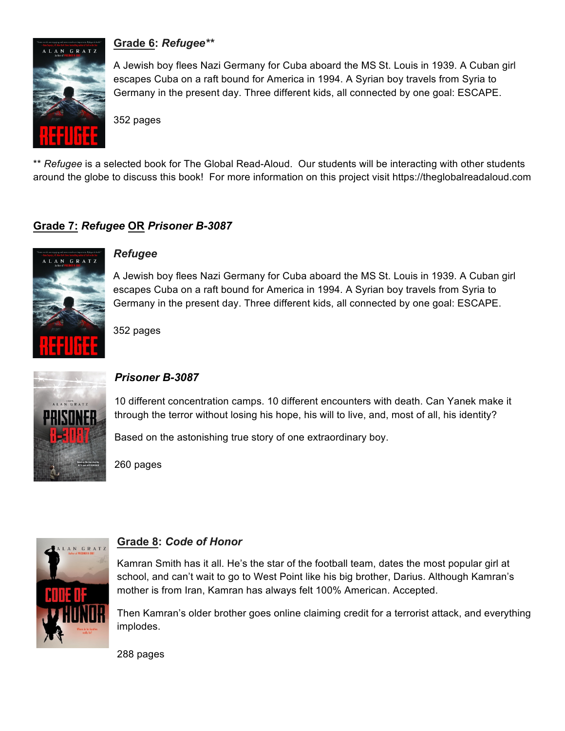## <u>Grade 6</u>: *Refugee***

A Jewish boy flees Nazi Germany for Cuba aboard the MS St. Louis in 1939. A Cuban girl escapes Cuba on a raft bound for America in 1994. A Syrian boy travels from Syria to Germany in the present day. Three different kids, all connected by one goal: ESCAPE.

352 pages

** *Refugee* is a selected book for The Global Read-Aloud. Our students will be interacting with other students around the globe to discuss this book! For more information on this project visit https://theglobalreadaloud.com

## <u>Grade 7:</u> *Refugee* <u>OR</u> *Prisoner B-3087*

### *Refugee*

A Jewish boy flees Nazi Germany for Cuba aboard the MS St. Louis in 1939. A Cuban girl escapes Cuba on a raft bound for America in 1994. A Syrian boy travels from Syria to Germany in the present day. Three different kids, all connected by one goal: ESCAPE.

352 pages

### *Prisoner B-3087*

10 different concentration camps. 10 different encounters with death. Can Yanek make it through the terror without losing his hope, his will to live, and, most of all, his identity?

Based on the astonishing true story of one extraordinary boy.

260 pages

## <u>Grade 8</u>: *Code of Honor*

Kamran Smith has it all. He's the star of the football team, dates the most popular girl at school, and can't wait to go to West Point like his big brother, Darius. Although Kamran's mother is from Iran, Kamran has always felt 100% American. Accepted.

Then Kamran's older brother goes online claiming credit for a terrorist attack, and everything implodes.

288 pages